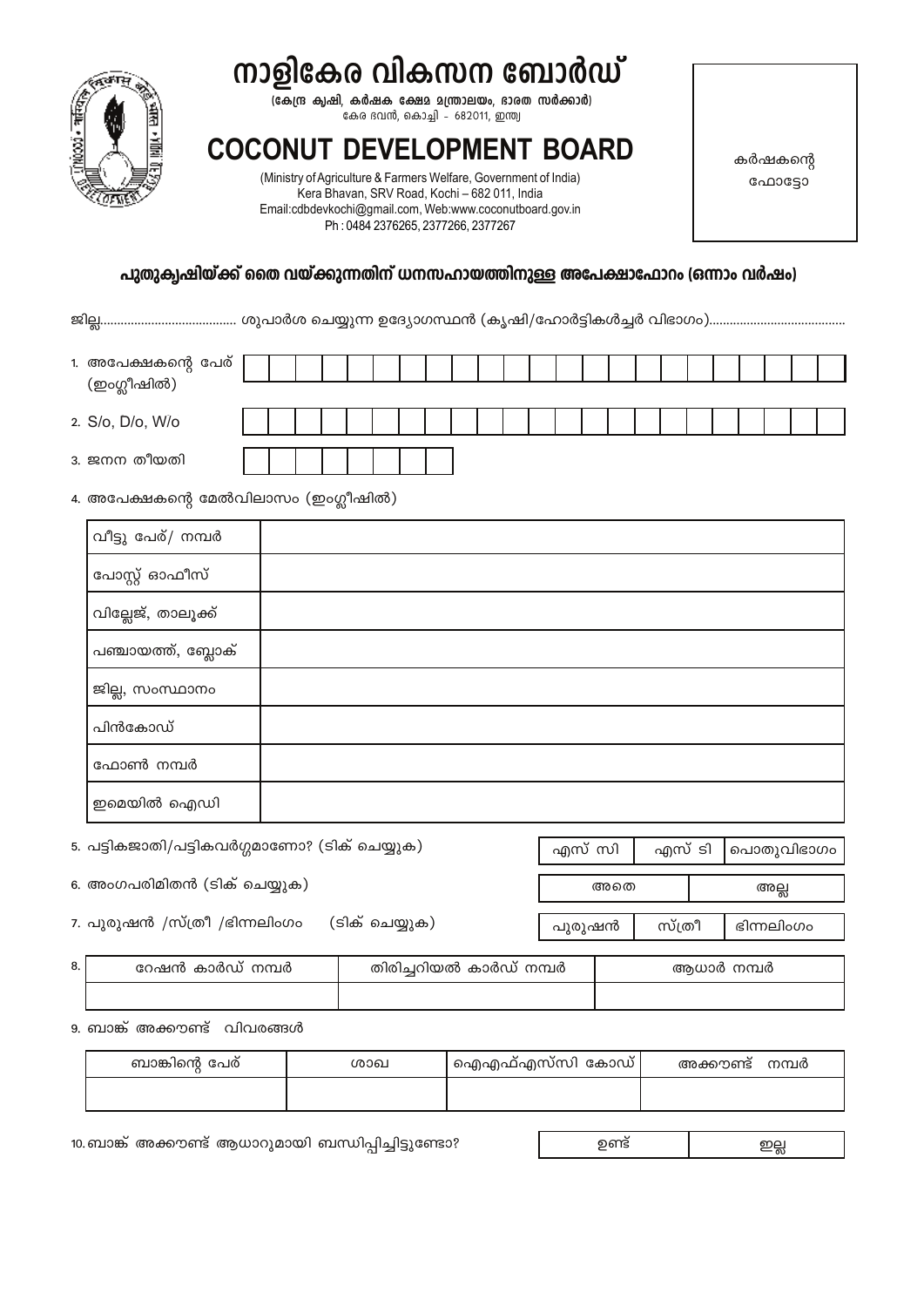# നാളികേര വികസന ബോർഡ്

**(കേന്ദ്ര കൃഷി, കർഷക ക്ഷേമ മന്ത്രാലയം, ഭാരത സർക്കാർ)**
കേര ഭവൻ, കൊച്ചി - 682011, ഇന്ത്യ

# COCONUT DEVELOPMENT BOARD

(Ministry of Agriculture & Farmers Welfare, Government of India)
Kera Bhavan, SRV Road, Kochi – 682 011, India
Email:cdbdevkochi@gmail.com, Web:www.coconutboard.gov.in
Ph : 0484 2376265, 2377266, 2377267

കർഷകന്റെ ഫോട്ടോ

## പുതുകൃഷിയ്ക്ക് തൈ വയ്ക്കുന്നതിന് ധനസഹായത്തിനുള്ള അപേക്ഷാഫോറം (ഒന്നാം വർഷം)

ജില്ല........................................ ശുപാർശ ചെയ്യുന്ന ഉദ്യോഗസ്ഥൻ (കൃഷി/ഹോർട്ടികൾച്ചർ വിഭാഗം)........................................

1. അപേക്ഷകന്റെ പേര് (ഇംഗ്ലീഷിൽ)
2. S/o, D/o, W/o
3. ജനന തീയതി
4. അപേക്ഷകന്റെ മേൽവിലാസം (ഇംഗ്ലീഷിൽ)

| | |
|---|---|
| വീട്ടു പേര്/ നമ്പർ | |
| പോസ്റ്റ് ഓഫീസ് | |
| വില്ലേജ്, താലൂക്ക് | |
| പഞ്ചായത്ത്, ബ്ലോക് | |
| ജില്ല, സംസ്ഥാനം | |
| പിൻകോഡ് | |
| ഫോൺ നമ്പർ | |
| ഇമെയിൽ ഐഡി | |

5. പട്ടികജാതി/പട്ടികവർഗ്ഗമാണോ? (ടിക് ചെയ്യുക)

| എസ് സി | എസ് ടി | പൊതുവിഭാഗം |
|---|---|---|

6. അംഗപരിമിതൻ (ടിക് ചെയ്യുക)

| അതെ | അല്ല |
|---|---|

7. പുരുഷൻ /സ്ത്രീ /ഭിന്നലിംഗം (ടിക് ചെയ്യുക)

| പുരുഷൻ | സ്ത്രീ | ഭിന്നലിംഗം |
|---|---|---|

8.

| റേഷൻ കാർഡ് നമ്പർ | തിരിച്ചറിയൽ കാർഡ് നമ്പർ | ആധാർ നമ്പർ |
|---|---|---|
| | | |

9. ബാങ്ക് അക്കൗണ്ട് വിവരങ്ങൾ

| ബാങ്കിന്റെ പേര് | ശാഖ | ഐഎഫ്എസ്സി കോഡ് | അക്കൗണ്ട് നമ്പർ |
|---|---|---|---|
| | | | |

10. ബാങ്ക് അക്കൗണ്ട് ആധാറുമായി ബന്ധിപ്പിച്ചിട്ടുണ്ടോ?

| ഉണ്ട് | ഇല്ല |
|---|---|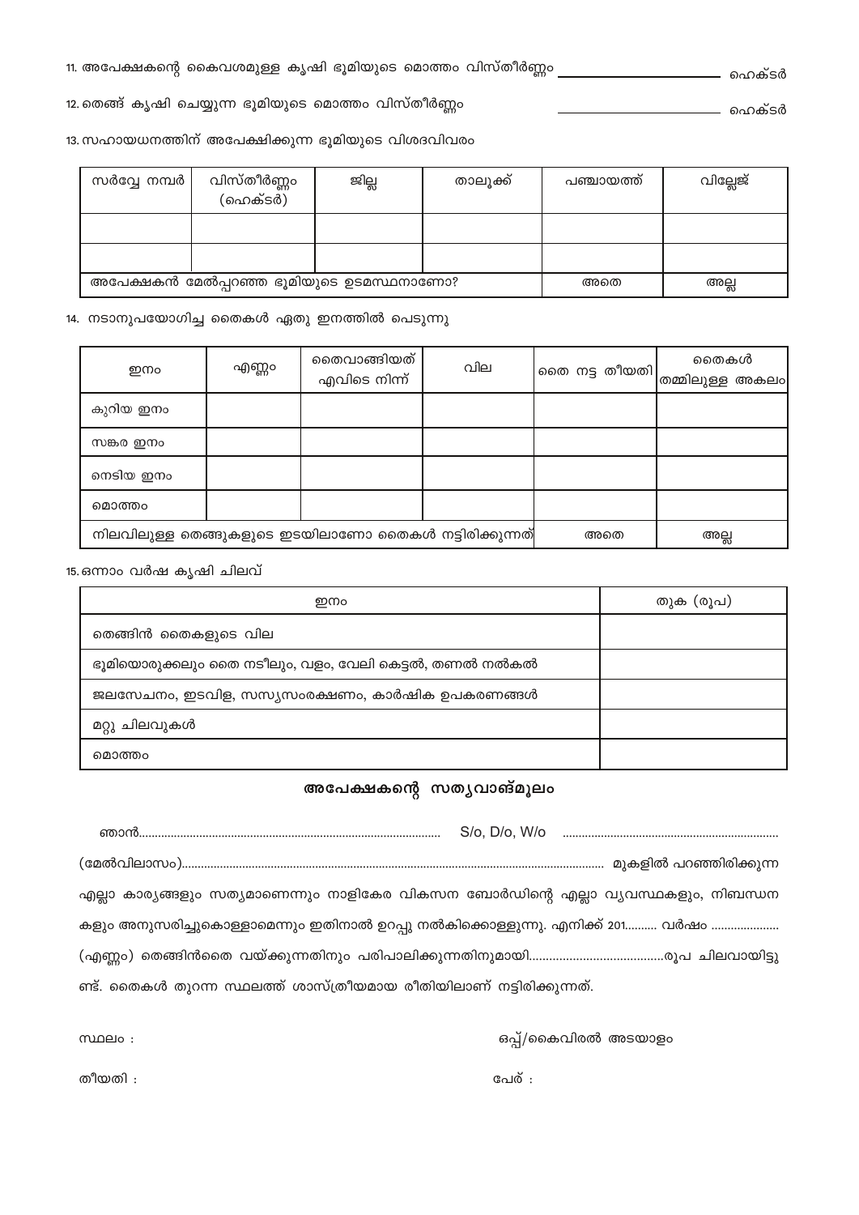11. അപേക്ഷകന്റെ കൈവശമുള്ള കൃഷി ഭൂമിയുടെ മൊത്തം വിസ്തീർണ്ണം ____________ ഹെക്ടർ

12. തെങ്ങ് കൃഷി ചെയ്യുന്ന ഭൂമിയുടെ മൊത്തം വിസ്തീർണ്ണം ____________ ഹെക്ടർ

13. സഹായധനത്തിന് അപേക്ഷിക്കുന്ന ഭൂമിയുടെ വിശദവിവരം

| സർവ്വേ നമ്പർ | വിസ്തീർണ്ണം (ഹെക്ടർ) | ജില്ല | താലൂക്ക് | പഞ്ചായത്ത് | വില്ലേജ് |
|---|---|---|---|---|---|
| | | | | | |
| | | | | | |
| അപേക്ഷകൻ മേൽപ്പറഞ്ഞ ഭൂമിയുടെ ഉടമസ്ഥനാണോ? | | | | അതെ | അല്ല |

14. നടാനുപയോഗിച്ച തൈകൾ ഏതു ഇനത്തിൽ പെടുന്നു

| ഇനം | എണ്ണം | തൈവാങ്ങിയത് എവിടെ നിന്ന് | വില | തൈ നട്ട തീയതി | തൈകൾ തമ്മിലുള്ള അകലം |
|---|---|---|---|---|---|
| കുറിയ ഇനം | | | | | |
| സങ്കര ഇനം | | | | | |
| നെടിയ ഇനം | | | | | |
| മൊത്തം | | | | | |
| നിലവിലുള്ള തെങ്ങുകളുടെ ഇടയിലാണോ തൈകൾ നട്ടിരിക്കുന്നത് | | | | അതെ | അല്ല |

15. ഒന്നാം വർഷ കൃഷി ചിലവ്

| ഇനം | തുക (രൂപ) |
|---|---|
| തെങ്ങിൻ തൈകളുടെ വില | |
| ഭൂമിയൊരുക്കലും തൈ നടീലും, വളം, വേലി കെട്ടൽ, തണൽ നൽകൽ | |
| ജലസേചനം, ഇടവിള, സസ്യസംരക്ഷണം, കാർഷിക ഉപകരണങ്ങൾ | |
| മറ്റു ചിലവുകൾ | |
| മൊത്തം | |

## അപേക്ഷകന്റെ സത്യവാങ്മൂലം

ഞാൻ............................................................................................ S/o, D/o, W/o ..................................................................

(മേൽവിലാസം)................................................................................................................................ മുകളിൽ പറഞ്ഞിരിക്കുന്ന എല്ലാ കാര്യങ്ങളും സത്യമാണെന്നും നാളികേര വികസന ബോർഡിന്റെ എല്ലാ വ്യവസ്ഥകളും, നിബന്ധനകളും അനുസരിച്ചുകൊള്ളാമെന്നും ഇതിനാൽ ഉറപ്പു നൽകിക്കൊള്ളുന്നു. എനിക്ക് 201.......... വർഷം ..................... (എണ്ണം) തെങ്ങിൻതൈ വയ്ക്കുന്നതിനും പരിപാലിക്കുന്നതിനുമായി.......................................രൂപ ചിലവായിട്ടുണ്ട്. തൈകൾ തുറന്ന സ്ഥലത്ത് ശാസ്ത്രീയമായ രീതിയിലാണ് നട്ടിരിക്കുന്നത്.

സ്ഥലം :

ഒപ്പ്/കൈവിരൽ അടയാളം

തീയതി :

പേര് :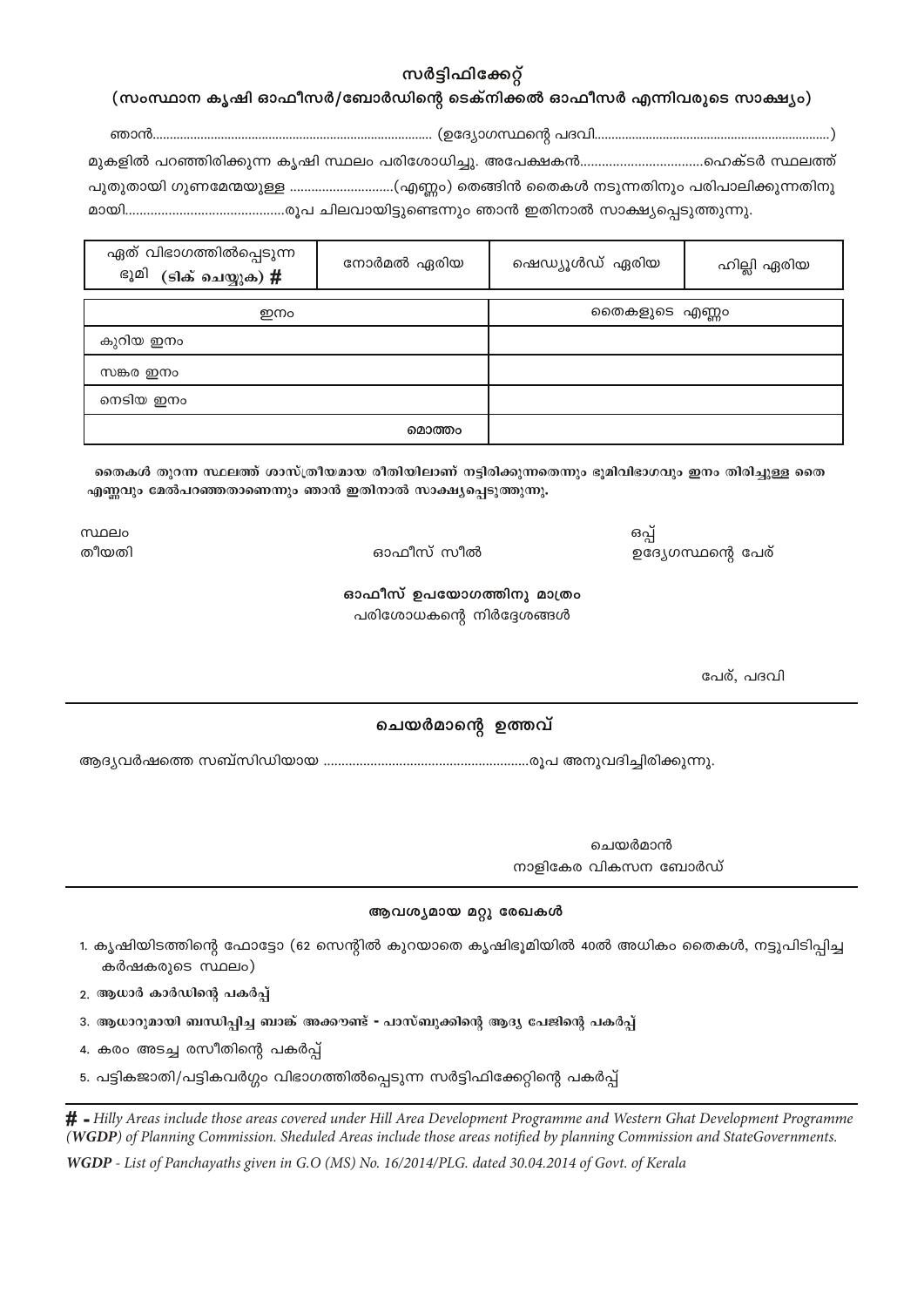## സർട്ടിഫിക്കേറ്റ്

### (സംസ്ഥാന കൃഷി ഓഫീസർ/ബോർഡിന്റെ ടെക്നിക്കൽ ഓഫീസർ എന്നിവരുടെ സാക്ഷ്യം)

ഞാൻ................................................................................ (ഉദ്യോഗസ്ഥന്റെ പദവി...................................................................) മുകളിൽ പറഞ്ഞിരിക്കുന്ന കൃഷി സ്ഥലം പരിശോധിച്ചു. അപേക്ഷകൻ..................................ഹെക്ടർ സ്ഥലത്ത് പുതുതായി ഗുണമേന്മയുള്ള .............................(എണ്ണം) തെങ്ങിൻ തൈകൾ നടുന്നതിനും പരിപാലിക്കുന്നതിനു മായി...........................................രൂപ ചിലവായിട്ടുണ്ടെന്നും ഞാൻ ഇതിനാൽ സാക്ഷ്യപ്പെടുത്തുന്നു.

| ഏത് വിഭാഗത്തിൽപ്പെടുന്ന ഭൂമി **(ടിക് ചെയ്യുക) #** | നോർമൽ ഏരിയ | ഷെഡ്യൂൾഡ് ഏരിയ | ഹില്ലി ഏരിയ |
|---|---|---|---|

| ഇനം | തൈകളുടെ എണ്ണം |
|---|---|
| കുറിയ ഇനം | |
| സങ്കര ഇനം | |
| നെടിയ ഇനം | |
| മൊത്തം | |

**തൈകൾ തുറന്ന സ്ഥലത്ത് ശാസ്ത്രീയമായ രീതിയിലാണ് നട്ടിരിക്കുന്നതെന്നും ഭൂമിവിഭാഗവും ഇനം തിരിച്ചുള്ള തൈ എണ്ണവും മേൽപറഞ്ഞതാണെന്നും ഞാൻ ഇതിനാൽ സാക്ഷ്യപ്പെടുത്തുന്നു.**

സ്ഥലം

തീയതി

ഓഫീസ് സീൽ

ഒപ്പ്

ഉദ്യോഗസ്ഥന്റെ പേര്

**ഓഫീസ് ഉപയോഗത്തിനു മാത്രം**

പരിശോധകന്റെ നിർദ്ദേശങ്ങൾ

പേര്, പദവി

---

### ചെയർമാന്റെ ഉത്തവ്

ആദ്യവർഷത്തെ സബ്സിഡിയായ .........................................................രൂപ അനുവദിച്ചിരിക്കുന്നു.

ചെയർമാൻ

നാളികേര വികസന ബോർഡ്

---

**ആവശ്യമായ മറ്റു രേഖകൾ**

1. കൃഷിയിടത്തിന്റെ ഫോട്ടോ (62 സെന്റിൽ കുറയാതെ കൃഷിഭൂമിയിൽ 40ൽ അധികം തൈകൾ, നട്ടുപിടിപ്പിച്ച കർഷകരുടെ സ്ഥലം)
2. **ആധാർ കാർഡിന്റെ പകർപ്പ്**
3. **ആധാറുമായി ബന്ധിപ്പിച്ച ബാങ്ക് അക്കൗണ്ട് - പാസ്ബുക്കിന്റെ ആദ്യ പേജിന്റെ പകർപ്പ്**
4. കരം അടച്ച രസീതിന്റെ പകർപ്പ്
5. പട്ടികജാതി/പട്ടികവർഗ്ഗം വിഭാഗത്തിൽപ്പെടുന്ന സർട്ടിഫിക്കേറ്റിന്റെ പകർപ്പ്

---

**#** - *Hilly Areas include those areas covered under Hill Area Development Programme and Western Ghat Development Programme (**WGDP**) of Planning Commission. Sheduled Areas include those areas notified by planning Commission and StateGovernments.*

***WGDP*** *- List of Panchayaths given in G.O (MS) No. 16/2014/PLG. dated 30.04.2014 of Govt. of Kerala*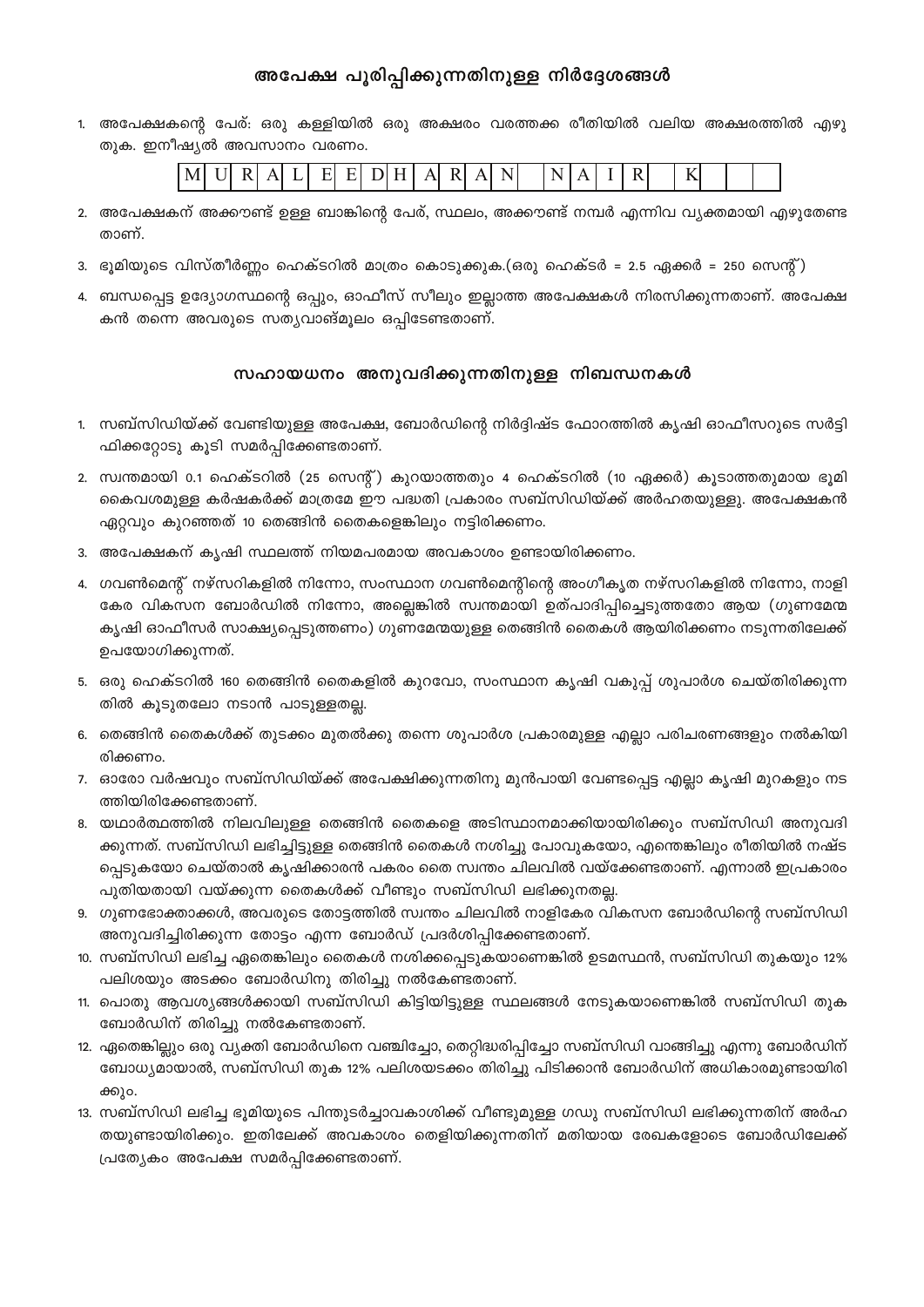## അപേക്ഷ പൂരിപ്പിക്കുന്നതിനുള്ള നിർദ്ദേശങ്ങൾ

1. അപേക്ഷകന്റെ പേര്: ഒരു കള്ളിയിൽ ഒരു അക്ഷരം വരത്തക്ക രീതിയിൽ വലിയ അക്ഷരത്തിൽ എഴുതുക. ഇനീഷ്യൽ അവസാനം വരണം.

| | | | | | | | | | | | | | | | | | | | | | | |
|---|---|---|---|---|---|---|---|---|---|---|---|---|---|---|---|---|---|---|---|---|---|---|
| M | U | R | A | L | E | E | D | H | A | R | A | N | | N | A | I | R | | K | | | |

2. അപേക്ഷകന് അക്കൗണ്ട് ഉള്ള ബാങ്കിന്റെ പേര്, സ്ഥലം, അക്കൗണ്ട് നമ്പർ എന്നിവ വ്യക്തമായി എഴുതേണ്ടതാണ്.
3. ഭൂമിയുടെ വിസ്തീർണ്ണം ഹെക്ടറിൽ മാത്രം കൊടുക്കുക.(ഒരു ഹെക്ടർ = 2.5 ഏക്കർ = 250 സെന്റ്)
4. ബന്ധപ്പെട്ട ഉദ്യോഗസ്ഥന്റെ ഒപ്പും, ഓഫീസ് സീലും ഇല്ലാത്ത അപേക്ഷകൾ നിരസിക്കുന്നതാണ്. അപേക്ഷകൻ തന്നെ അവരുടെ സത്യവാങ്മൂലം ഒപ്പിടേണ്ടതാണ്.

## സഹായധനം അനുവദിക്കുന്നതിനുള്ള നിബന്ധനകൾ

1. സബ്സിഡിയ്ക്ക് വേണ്ടിയുള്ള അപേക്ഷ, ബോർഡിന്റെ നിർദ്ദിഷ്ട ഫോറത്തിൽ കൃഷി ഓഫീസറുടെ സർട്ടിഫിക്കറ്റോടു കൂടി സമർപ്പിക്കേണ്ടതാണ്.
2. സ്വന്തമായി 0.1 ഹെക്ടറിൽ (25 സെന്റ്) കുറയാത്തതും 4 ഹെക്ടറിൽ (10 ഏക്കർ) കൂടാത്തതുമായ ഭൂമി കൈവശമുള്ള കർഷകർക്ക് മാത്രമേ ഈ പദ്ധതി പ്രകാരം സബ്സിഡിയ്ക്ക് അർഹതയുള്ളൂ. അപേക്ഷകൻ ഏറ്റവും കുറഞ്ഞത് 10 തെങ്ങിൻ തൈകളെങ്കിലും നട്ടിരിക്കണം.
3. അപേക്ഷകന് കൃഷി സ്ഥലത്ത് നിയമപരമായ അവകാശം ഉണ്ടായിരിക്കണം.
4. ഗവൺമെന്റ് നഴ്സറികളിൽ നിന്നോ, സംസ്ഥാന ഗവൺമെന്റിന്റെ അംഗീകൃത നഴ്സറികളിൽ നിന്നോ, നാളികേര വികസന ബോർഡിൽ നിന്നോ, അല്ലെങ്കിൽ സ്വന്തമായി ഉത്പാദിപ്പിച്ചെടുത്തതോ ആയ (ഗുണമേന്മ കൃഷി ഓഫീസർ സാക്ഷ്യപ്പെടുത്തണം) ഗുണമേന്മയുള്ള തെങ്ങിൻ തൈകൾ ആയിരിക്കണം നടുന്നതിലേക്ക് ഉപയോഗിക്കുന്നത്.
5. ഒരു ഹെക്ടറിൽ 160 തെങ്ങിൻ തൈകളിൽ കുറവോ, സംസ്ഥാന കൃഷി വകുപ്പ് ശുപാർശ ചെയ്തിരിക്കുന്നതിൽ കൂടുതലോ നടാൻ പാടുള്ളതല്ല.
6. തെങ്ങിൻ തൈകൾക്ക് തുടക്കം മുതൽക്കു തന്നെ ശുപാർശ പ്രകാരമുള്ള എല്ലാ പരിചരണങ്ങളും നൽകിയിരിക്കണം.
7. ഓരോ വർഷവും സബ്സിഡിയ്ക്ക് അപേക്ഷിക്കുന്നതിനു മുൻപായി വേണ്ടപ്പെട്ട എല്ലാ കൃഷി മുറകളും നടത്തിയിരിക്കേണ്ടതാണ്.
8. യഥാർത്ഥത്തിൽ നിലവിലുള്ള തെങ്ങിൻ തൈകളെ അടിസ്ഥാനമാക്കിയായിരിക്കും സബ്സിഡി അനുവദിക്കുന്നത്. സബ്സിഡി ലഭിച്ചിട്ടുള്ള തെങ്ങിൻ തൈകൾ നശിച്ചു പോവുകയോ, എന്തെങ്കിലും രീതിയിൽ നഷ്ടപ്പെടുകയോ ചെയ്താൽ കൃഷിക്കാരൻ പകരം തൈ സ്വന്തം ചിലവിൽ വയ്ക്കേണ്ടതാണ്. എന്നാൽ ഇപ്രകാരം പുതിയതായി വയ്ക്കുന്ന തൈകൾക്ക് വീണ്ടും സബ്സിഡി ലഭിക്കുന്നതല്ല.
9. ഗുണഭോക്താക്കൾ, അവരുടെ തോട്ടത്തിൽ സ്വന്തം ചിലവിൽ നാളികേര വികസന ബോർഡിന്റെ സബ്സിഡി അനുവദിച്ചിരിക്കുന്ന തോട്ടം എന്ന ബോർഡ് പ്രദർശിപ്പിക്കേണ്ടതാണ്.
10. സബ്സിഡി ലഭിച്ച ഏതെങ്കിലും തൈകൾ നശിക്കപ്പെടുകയാണെങ്കിൽ ഉടമസ്ഥൻ, സബ്സിഡി തുകയും 12% പലിശയും അടക്കം ബോർഡിനു തിരിച്ചു നൽകേണ്ടതാണ്.
11. പൊതു ആവശ്യങ്ങൾക്കായി സബ്സിഡി കിട്ടിയിട്ടുള്ള സ്ഥലങ്ങൾ നേടുകയാണെങ്കിൽ സബ്സിഡി തുക ബോർഡിന് തിരിച്ചു നൽകേണ്ടതാണ്.
12. ഏതെങ്കില്ലും ഒരു വ്യക്തി ബോർഡിനെ വഞ്ചിച്ചോ, തെറ്റിദ്ധരിപ്പിച്ചോ സബ്സിഡി വാങ്ങിച്ചു എന്നു ബോർഡിന് ബോധ്യമായാൽ, സബ്സിഡി തുക 12% പലിശയടക്കം തിരിച്ചു പിടിക്കാൻ ബോർഡിന് അധികാരമുണ്ടായിരിക്കും.
13. സബ്സിഡി ലഭിച്ച ഭൂമിയുടെ പിന്തുടർച്ചാവകാശിക്ക് വീണ്ടുമുള്ള ഗഡു സബ്സിഡി ലഭിക്കുന്നതിന് അർഹതയുണ്ടായിരിക്കും. ഇതിലേക്ക് അവകാശം തെളിയിക്കുന്നതിന് മതിയായ രേഖകളോടെ ബോർഡിലേക്ക് പ്രത്യേകം അപേക്ഷ സമർപ്പിക്കേണ്ടതാണ്.